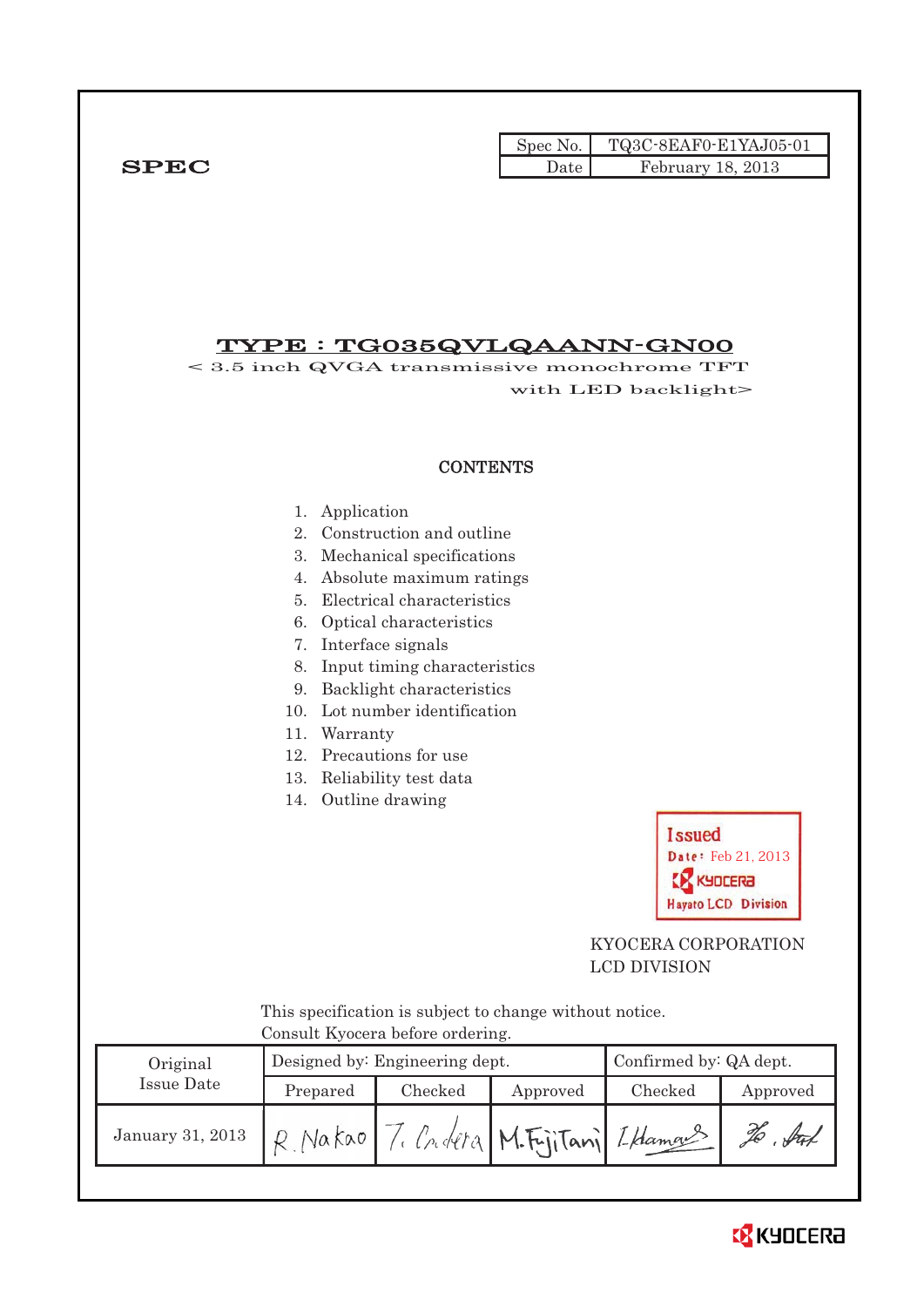**SPEC**

| Spec No. | TQ3C-8EAF0-E1YAJ05-01 |
| --- | --- |
| Date | February 18, 2013 |

# TYPE : TG035QVLQAANN-GN00

< 3.5 inch QVGA transmissive monochrome TFT with LED backlight>

## CONTENTS

1. Application
2. Construction and outline
3. Mechanical specifications
4. Absolute maximum ratings
5. Electrical characteristics
6. Optical characteristics
7. Interface signals
8. Input timing characteristics
9. Backlight characteristics
10. Lot number identification
11. Warranty
12. Precautions for use
13. Reliability test data
14. Outline drawing

Issued
Date: Feb 21, 2013
KYOCERA
Hayato LCD Division

KYOCERA CORPORATION
LCD DIVISION

This specification is subject to change without notice.
Consult Kyocera before ordering.

| Original Issue Date | Designed by: Engineering dept. | | | Confirmed by: QA dept. | |
| --- | --- | --- | --- | --- | --- |
| | Prepared | Checked | Approved | Checked | Approved |
| January 31, 2013 | R. Nakao | T. Ondera | M. Fujitani | I. Hamano | |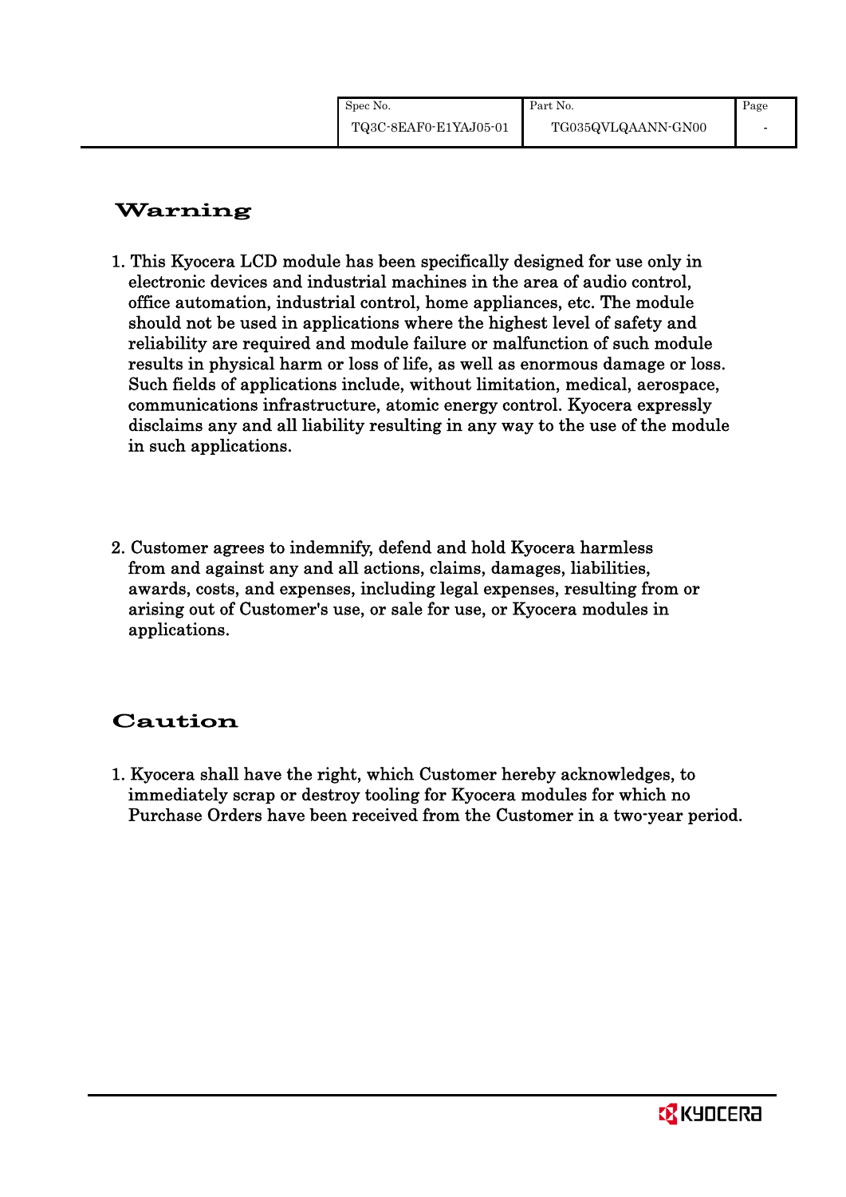# Warning

1. This Kyocera LCD module has been specifically designed for use only in electronic devices and industrial machines in the area of audio control, office automation, industrial control, home appliances, etc. The module should not be used in applications where the highest level of safety and reliability are required and module failure or malfunction of such module results in physical harm or loss of life, as well as enormous damage or loss. Such fields of applications include, without limitation, medical, aerospace, communications infrastructure, atomic energy control. Kyocera expressly disclaims any and all liability resulting in any way to the use of the module in such applications.

2. Customer agrees to indemnify, defend and hold Kyocera harmless from and against any and all actions, claims, damages, liabilities, awards, costs, and expenses, including legal expenses, resulting from or arising out of Customer's use, or sale for use, or Kyocera modules in applications.

# Caution

1. Kyocera shall have the right, which Customer hereby acknowledges, to immediately scrap or destroy tooling for Kyocera modules for which no Purchase Orders have been received from the Customer in a two-year period.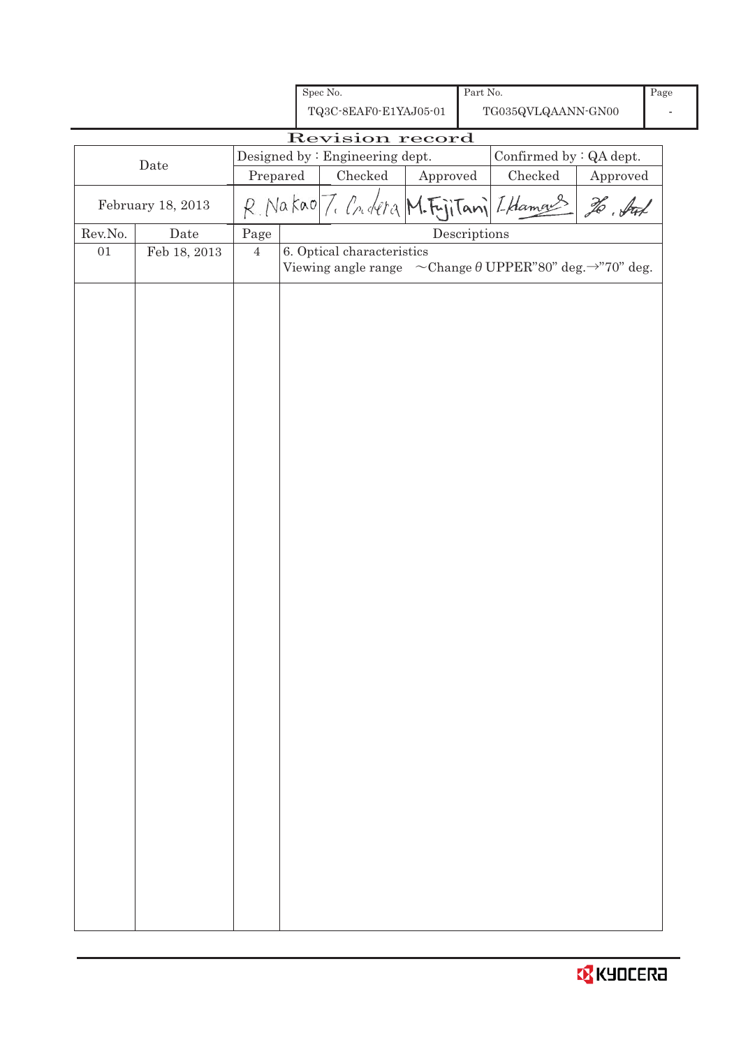| Spec No. | Part No. | Page |
| --- | --- | --- |
| TQ3C-8EAF0-E1YAJ05-01 | TG035QVLQAANN-GN00 | - |

# Revision record

| Date | Designed by : Engineering dept. | | | Confirmed by : QA dept. | |
| --- | --- | --- | --- | --- | --- |
| | Prepared | Checked | Approved | Checked | Approved |
| February 18, 2013 | R. Nakao | T. Onodera | M. Fujitani | I. Hamano | H. Sato |

| Rev.No. | Date | Page | Descriptions |
| --- | --- | --- | --- |
| 01 | Feb 18, 2013 | 4 | 6. Optical characteristics<br>Viewing angle range ~Change θ UPPER"80" deg.→"70" deg. |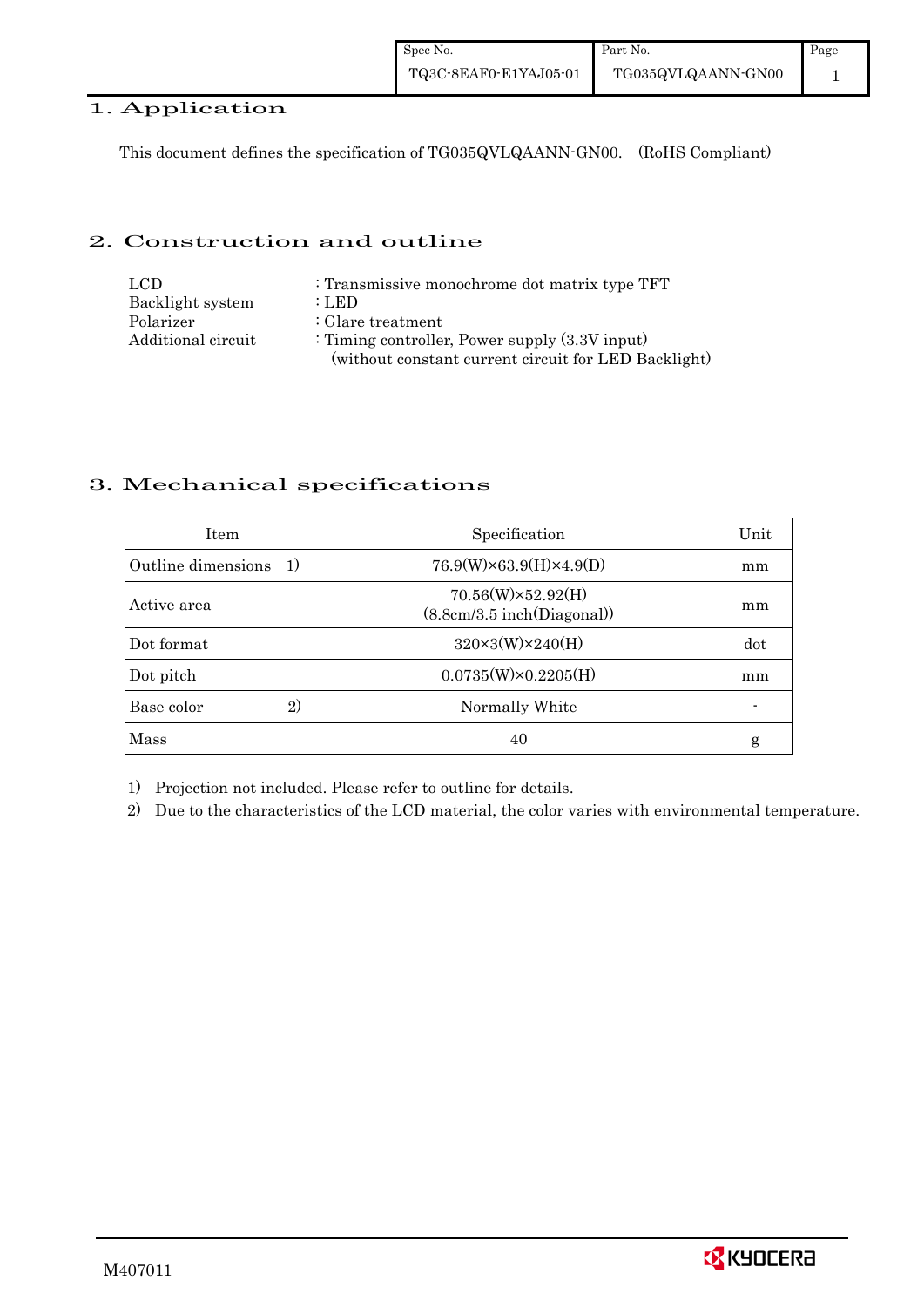# 1. Application

This document defines the specification of TG035QVLQAANN-GN00. (RoHS Compliant)

# 2. Construction and outline

| | |
|---|---|
| LCD | : Transmissive monochrome dot matrix type TFT |
| Backlight system | : LED |
| Polarizer | : Glare treatment |
| Additional circuit | : Timing controller, Power supply (3.3V input) (without constant current circuit for LED Backlight) |

# 3. Mechanical specifications

| Item | Specification | Unit |
|---|---|---|
| Outline dimensions 1) | 76.9(W)×63.9(H)×4.9(D) | mm |
| Active area | 70.56(W)×52.92(H) (8.8cm/3.5 inch(Diagonal)) | mm |
| Dot format | 320×3(W)×240(H) | dot |
| Dot pitch | 0.0735(W)×0.2205(H) | mm |
| Base color 2) | Normally White | - |
| Mass | 40 | g |

1) Projection not included. Please refer to outline for details.

2) Due to the characteristics of the LCD material, the color varies with environmental temperature.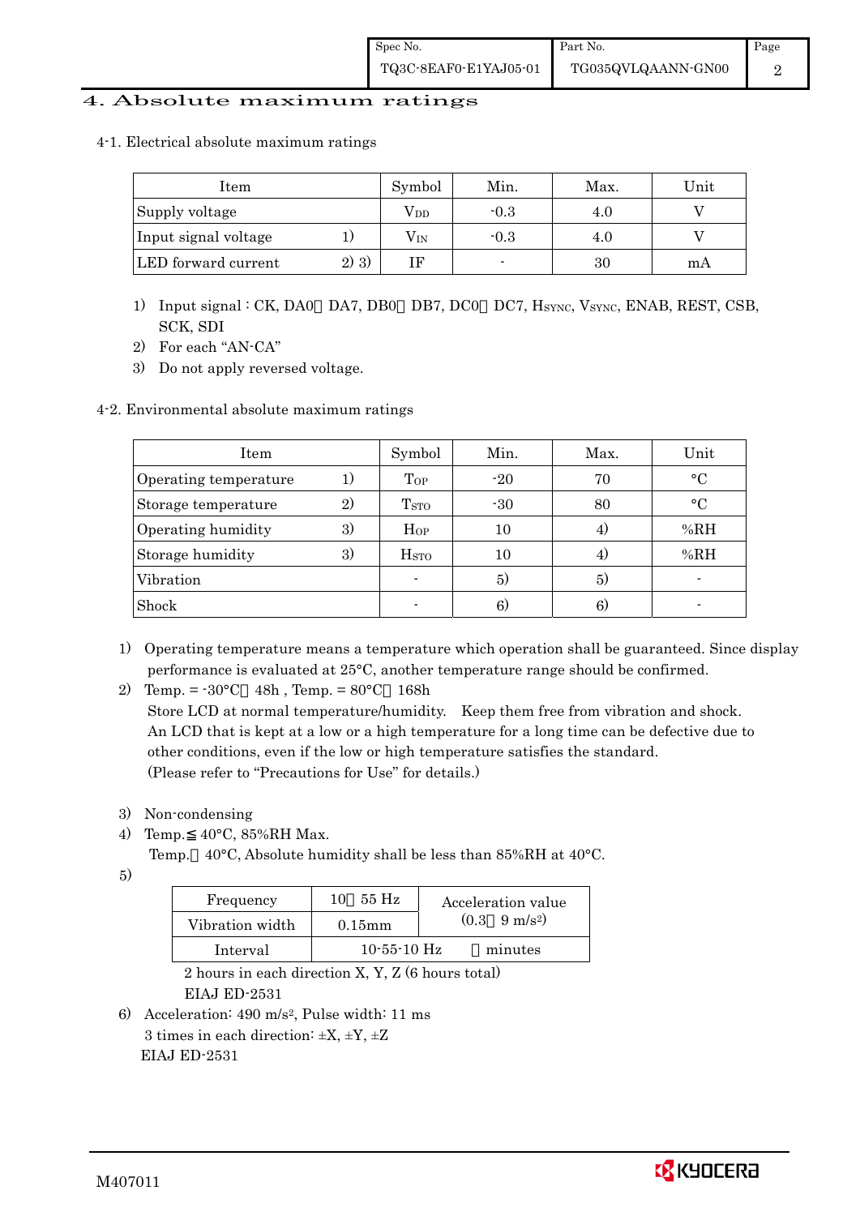## 4. Absolute maximum ratings

### 4-1. Electrical absolute maximum ratings

| Item | | Symbol | Min. | Max. | Unit |
|---|---|---|---|---|---|
| Supply voltage | | $V_{DD}$ | -0.3 | 4.0 | V |
| Input signal voltage | 1) | $V_{IN}$ | -0.3 | 4.0 | V |
| LED forward current | 2) 3) | IF | - | 30 | mA |

1) Input signal : CK, DA0～DA7, DB0～DB7, DC0～DC7, $H_{SYNC}$, $V_{SYNC}$, ENAB, REST, CSB, SCK, SDI
2) For each "AN-CA"
3) Do not apply reversed voltage.

### 4-2. Environmental absolute maximum ratings

| Item | | Symbol | Min. | Max. | Unit |
|---|---|---|---|---|---|
| Operating temperature | 1) | $T_{OP}$ | -20 | 70 | °C |
| Storage temperature | 2) | $T_{STO}$ | -30 | 80 | °C |
| Operating humidity | 3) | $H_{OP}$ | 10 | 4) | %RH |
| Storage humidity | 3) | $H_{STO}$ | 10 | 4) | %RH |
| Vibration | | - | 5) | 5) | - |
| Shock | | - | 6) | 6) | - |

1) Operating temperature means a temperature which operation shall be guaranteed. Since display performance is evaluated at 25°C, another temperature range should be confirmed.
2) Temp. = -30°C　48h , Temp. = 80°C　168h
   Store LCD at normal temperature/humidity.　Keep them free from vibration and shock.
   An LCD that is kept at a low or a high temperature for a long time can be defective due to other conditions, even if the low or high temperature satisfies the standard.
   (Please refer to "Precautions for Use" for details.)
3) Non-condensing
4) Temp.≦40°C, 85%RH Max.
   Temp.＞40°C, Absolute humidity shall be less than 85%RH at 40°C.
5)

| Frequency | 10～55 Hz | Acceleration value (0.3～9 m/s²) |
|---|---|---|
| Vibration width | 0.15mm | |
| Interval | 10-55-10 Hz　１minutes | |

   2 hours in each direction X, Y, Z (6 hours total)
   EIAJ ED-2531
6) Acceleration: 490 m/s², Pulse width: 11 ms
   3 times in each direction: ±X, ±Y, ±Z
   EIAJ ED-2531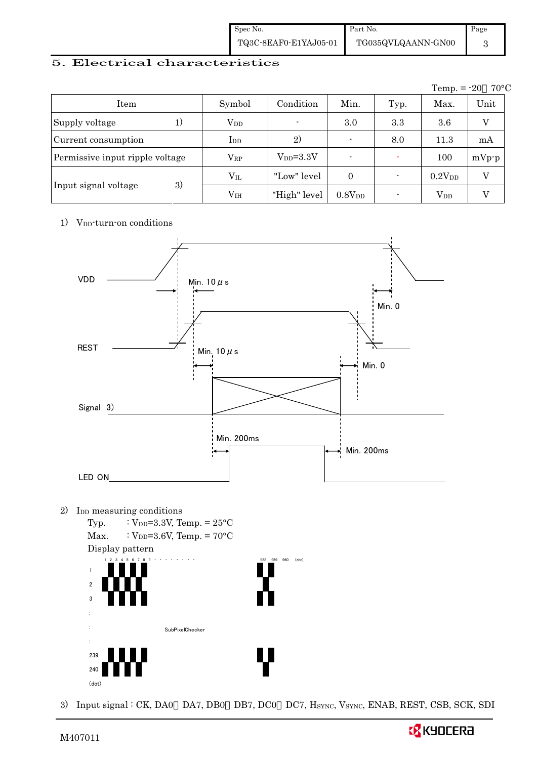## 5. Electrical characteristics

Temp. = -20～70°C

| Item | | Symbol | Condition | Min. | Typ. | Max. | Unit |
|---|---|---|---|---|---|---|---|
| Supply voltage | 1) | $V_{DD}$ | - | 3.0 | 3.3 | 3.6 | V |
| Current consumption | | $I_{DD}$ | 2) | - | 8.0 | 11.3 | mA |
| Permissive input ripple voltage | | $V_{RP}$ | $V_{DD}$=3.3V | - | - | 100 | mVp-p |
| Input signal voltage | 3) | $V_{IL}$ | "Low" level | 0 | - | $0.2V_{DD}$ | V |
| | | $V_{IH}$ | "High" level | $0.8V_{DD}$ | - | $V_{DD}$ | V |

1) $V_{DD}$-turn-on conditions

VDD

Min. 10 μ s

Min. 0

REST

Min. 10 μ s

Min. 0

Signal 3)

Min. 200ms

Min. 200ms

LED ON

2) $I_{DD}$ measuring conditions

Typ. : $V_{DD}$=3.3V, Temp. = 25°C

Max. : $V_{DD}$=3.6V, Temp. = 70°C

Display pattern

1 2 3 4 5 6 7 8 9 · · · · · · · · · 958 959 960 (dot)

1, 2, 3, :, :, :, 239, 240 (dot)

SubPixelChecker

3) Input signal : CK, DA0～DA7, DB0～DB7, DC0～DC7, $H_{SYNC}$, $V_{SYNC}$, ENAB, REST, CSB, SCK, SDI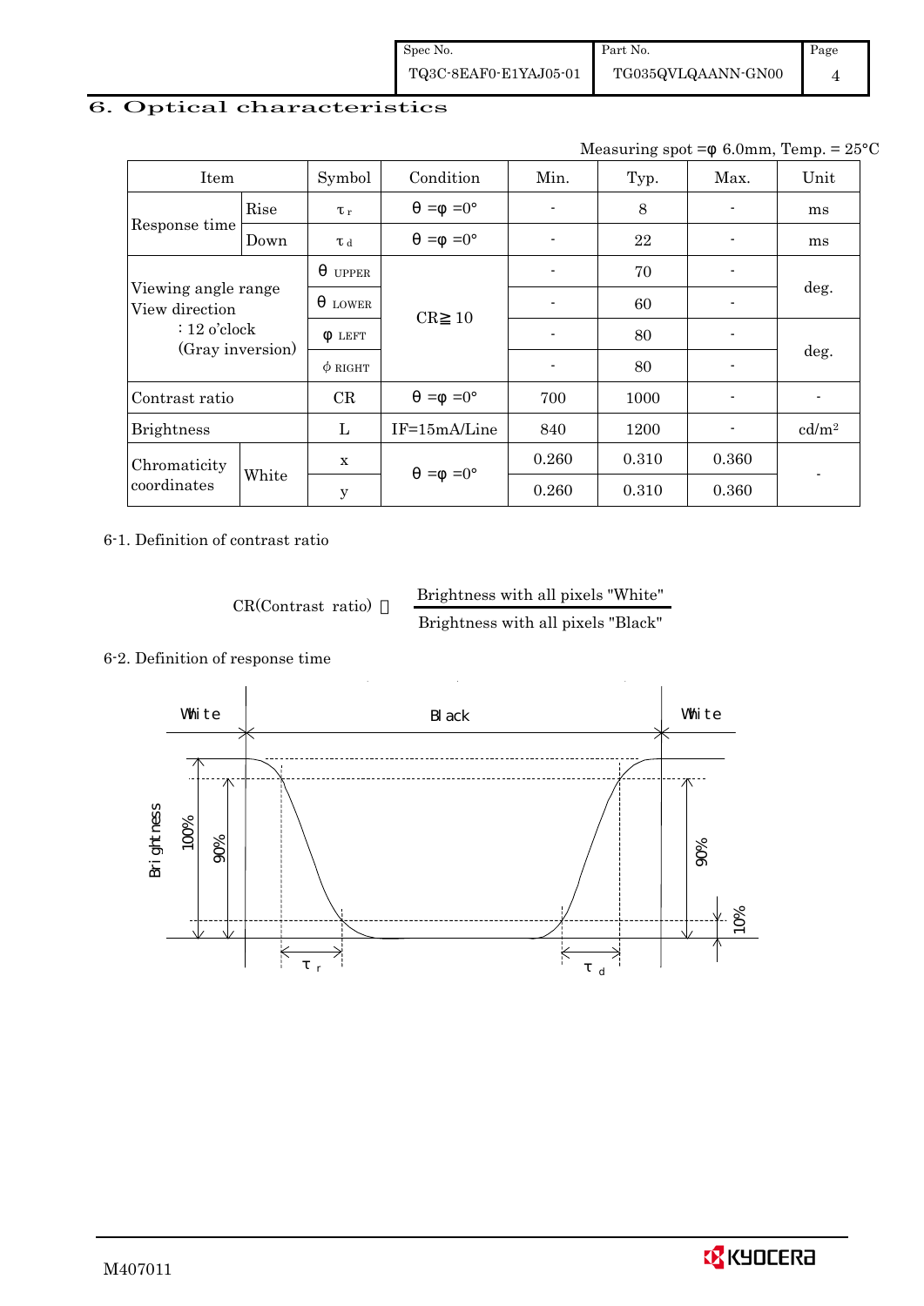## 6. Optical characteristics

Measuring spot =φ 6.0mm, Temp. = 25°C

| Item | | Symbol | Condition | Min. | Typ. | Max. | Unit |
|---|---|---|---|---|---|---|---|
| Response time | Rise | $\tau_r$ | θ =φ =0° | - | 8 | - | ms |
| | Down | $\tau_d$ | θ =φ =0° | - | 22 | - | ms |
| Viewing angle range View direction : 12 o'clock (Gray inversion) | | θ UPPER | CR≧ 10 | - | 70 | - | deg. |
| | | θ LOWER | | - | 60 | - | |
| | | φ LEFT | | - | 80 | - | deg. |
| | | φ RIGHT | | - | 80 | - | |
| Contrast ratio | | CR | θ =φ =0° | 700 | 1000 | - | - |
| Brightness | | L | IF=15mA/Line | 840 | 1200 | - | cd/m² |
| Chromaticity coordinates | White | x | θ =φ =0° | 0.260 | 0.310 | 0.360 | - |
| | | y | | 0.260 | 0.310 | 0.360 | |

6-1. Definition of contrast ratio

$$CR(\text{Contrast ratio}) = \frac{\text{Brightness with all pixels "White"}}{\text{Brightness with all pixels "Black"}}$$

6-2. Definition of response time

White Black White

Brightness 100% 90% 90% 10%

$\tau_r$ $\tau_d$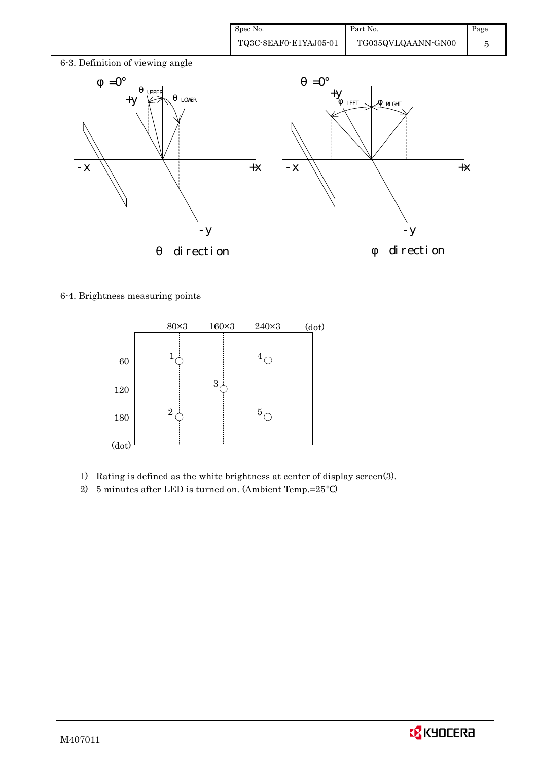6-3. Definition of viewing angle

θ direction

φ direction

6-4. Brightness measuring points

1) Rating is defined as the white brightness at center of display screen(3).
2) 5 minutes after LED is turned on. (Ambient Temp.=25℃)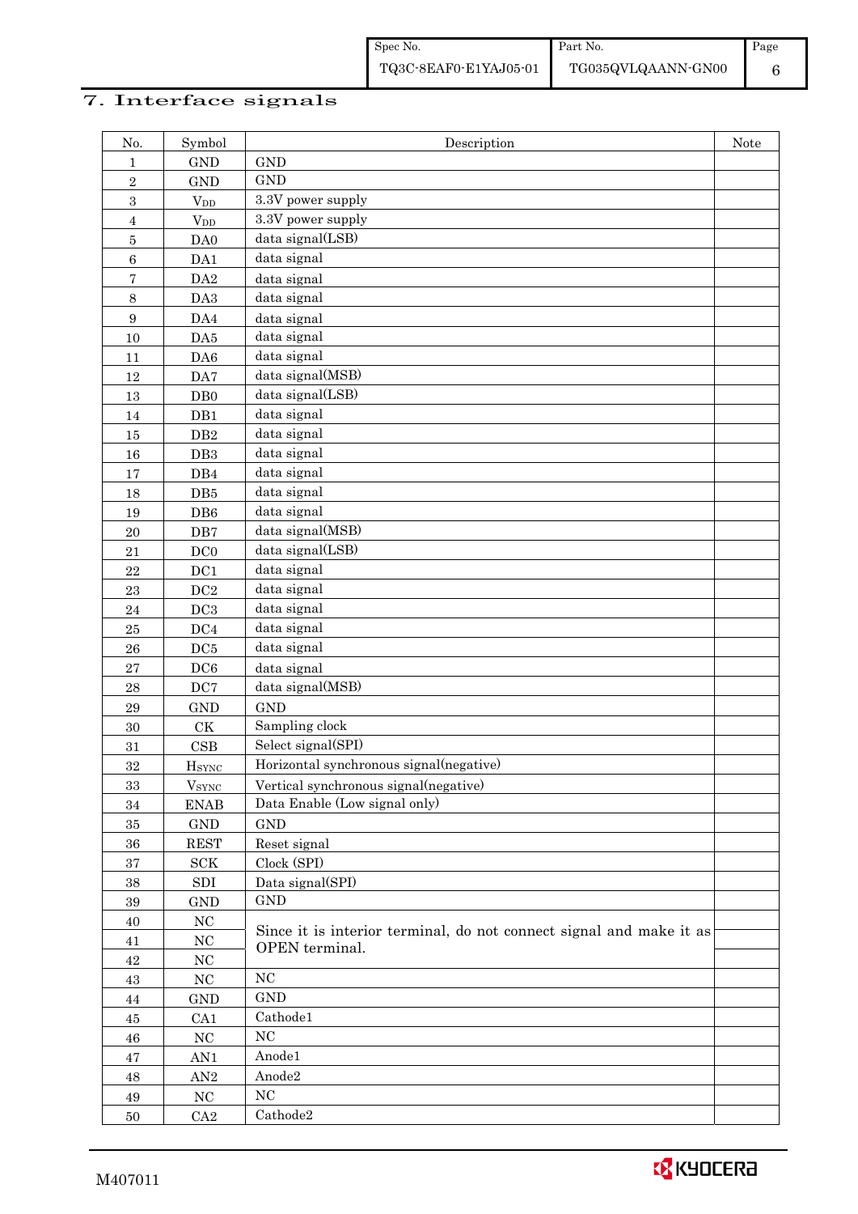## 7. Interface signals

| No. | Symbol | Description | Note |
|---|---|---|---|
| 1 | GND | GND | |
| 2 | GND | GND | |
| 3 | $V_{DD}$ | 3.3V power supply | |
| 4 | $V_{DD}$ | 3.3V power supply | |
| 5 | DA0 | data signal(LSB) | |
| 6 | DA1 | data signal | |
| 7 | DA2 | data signal | |
| 8 | DA3 | data signal | |
| 9 | DA4 | data signal | |
| 10 | DA5 | data signal | |
| 11 | DA6 | data signal | |
| 12 | DA7 | data signal(MSB) | |
| 13 | DB0 | data signal(LSB) | |
| 14 | DB1 | data signal | |
| 15 | DB2 | data signal | |
| 16 | DB3 | data signal | |
| 17 | DB4 | data signal | |
| 18 | DB5 | data signal | |
| 19 | DB6 | data signal | |
| 20 | DB7 | data signal(MSB) | |
| 21 | DC0 | data signal(LSB) | |
| 22 | DC1 | data signal | |
| 23 | DC2 | data signal | |
| 24 | DC3 | data signal | |
| 25 | DC4 | data signal | |
| 26 | DC5 | data signal | |
| 27 | DC6 | data signal | |
| 28 | DC7 | data signal(MSB) | |
| 29 | GND | GND | |
| 30 | CK | Sampling clock | |
| 31 | CSB | Select signal(SPI) | |
| 32 | $H_{SYNC}$ | Horizontal synchronous signal(negative) | |
| 33 | $V_{SYNC}$ | Vertical synchronous signal(negative) | |
| 34 | ENAB | Data Enable (Low signal only) | |
| 35 | GND | GND | |
| 36 | REST | Reset signal | |
| 37 | SCK | Clock (SPI) | |
| 38 | SDI | Data signal(SPI) | |
| 39 | GND | GND | |
| 40 | NC | Since it is interior terminal, do not connect signal and make it as OPEN terminal. | |
| 41 | NC | | |
| 42 | NC | | |
| 43 | NC | NC | |
| 44 | GND | GND | |
| 45 | CA1 | Cathode1 | |
| 46 | NC | NC | |
| 47 | AN1 | Anode1 | |
| 48 | AN2 | Anode2 | |
| 49 | NC | NC | |
| 50 | CA2 | Cathode2 | |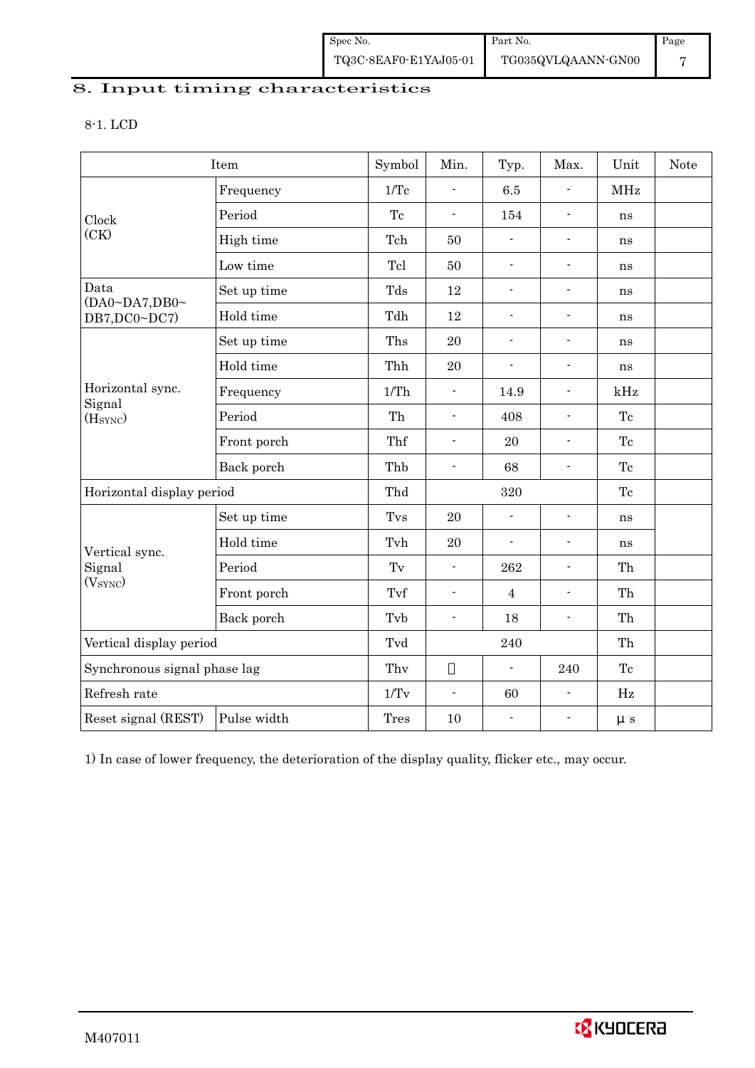# 8. Input timing characteristics

8-1. LCD

| Item | | Symbol | Min. | Typ. | Max. | Unit | Note |
|---|---|---|---|---|---|---|---|
| Clock (CK) | Frequency | 1/Tc | - | 6.5 | - | MHz | |
| | Period | Tc | - | 154 | - | ns | |
| | High time | Tch | 50 | - | - | ns | |
| | Low time | Tcl | 50 | - | - | ns | |
| Data (DA0~DA7,DB0~DB7,DC0~DC7) | Set up time | Tds | 12 | - | - | ns | |
| | Hold time | Tdh | 12 | - | - | ns | |
| Horizontal sync. Signal ($H_{SYNC}$) | Set up time | Ths | 20 | - | - | ns | |
| | Hold time | Thh | 20 | - | - | ns | |
| | Frequency | 1/Th | - | 14.9 | - | kHz | |
| | Period | Th | - | 408 | - | Tc | |
| | Front porch | Thf | - | 20 | - | Tc | |
| | Back porch | Thb | - | 68 | - | Tc | |
| Horizontal display period | | Thd | | 320 | | Tc | |
| Vertical sync. Signal ($V_{SYNC}$) | Set up time | Tvs | 20 | - | - | ns | |
| | Hold time | Tvh | 20 | - | - | ns | |
| | Period | Tv | - | 262 | - | Th | |
| | Front porch | Tvf | - | 4 | - | Th | |
| | Back porch | Tvb | - | 18 | - | Th | |
| Vertical display period | | Tvd | | 240 | | Th | |
| Synchronous signal phase lag | | Thv | | - | 240 | Tc | |
| Refresh rate | | 1/Tv | - | 60 | - | Hz | |
| Reset signal (REST) | Pulse width | Tres | 10 | - | - | μ s | |

1) In case of lower frequency, the deterioration of the display quality, flicker etc., may occur.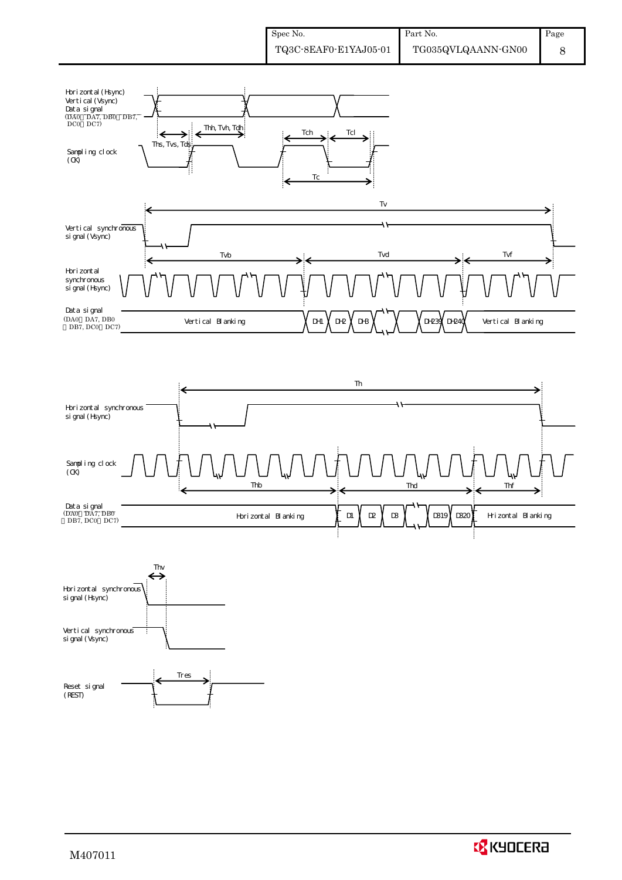Horizontal (Hsync)
Vertical (Vsync)
Data signal
(DA0～DA7, DB0～DB7, DC0～DC7)

Thh, Tvh, Tdh

Ths, Tvs, Tds

Tch　Tcl

Sampling clock (CK)

Tc

Tv

Vertical synchronous signal (Vsync)

Tvb　Tvd　Tvf

Horizontal synchronous signal (Hsync)

Data signal (DA0～DA7, DB0～DB7, DC0～DC7)

Vertical Blanking　DH1　DH2　DH3　DH239　DH240　Vertical Blanking

Th

Horizontal synchronous signal (Hsync)

Sampling clock (CK)

Thb　Thd　Thf

Data signal (DA0～DA7, DB0～DB7, DC0～DC7)

Horizontal Blanking　D1　D2　D3　D319　D320　Horizontal Blanking

Thv

Horizontal synchronous signal (Hsync)

Vertical synchronous signal (Vsync)

Tres

Reset signal (REST)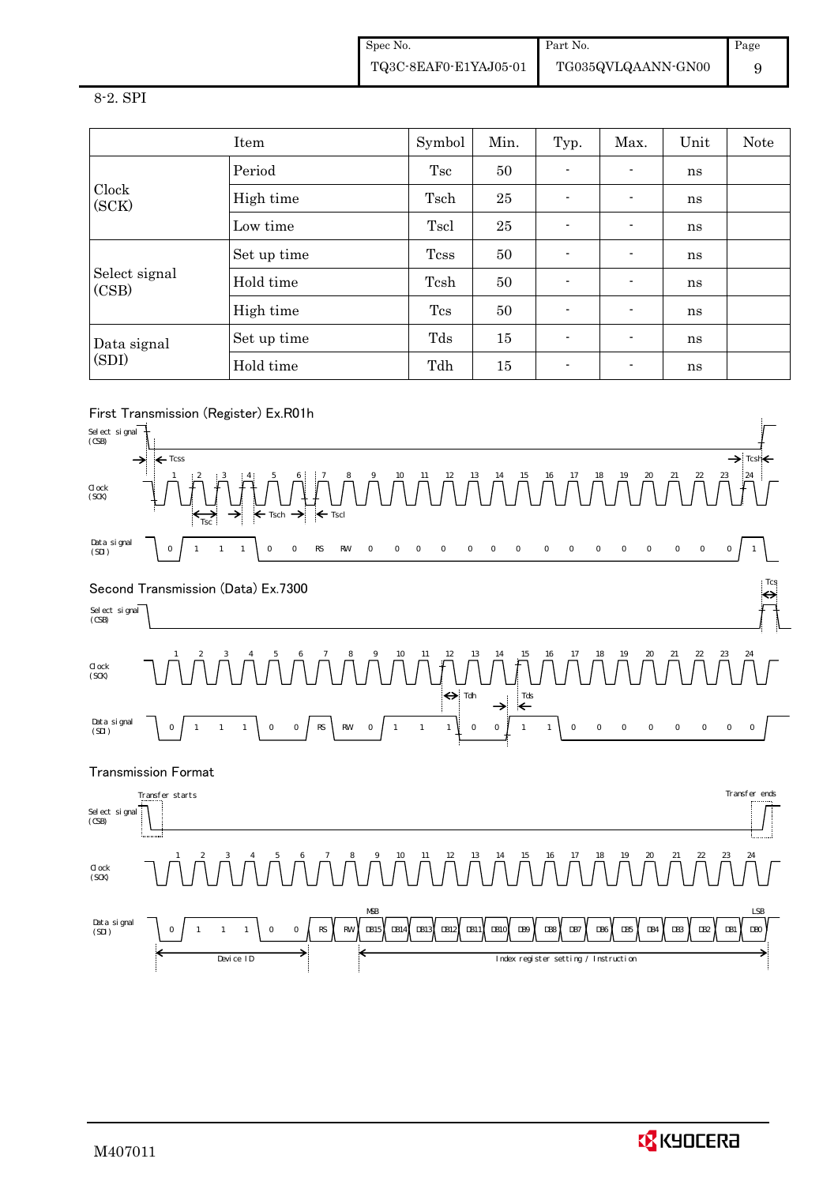8-2. SPI

| Item | | Symbol | Min. | Typ. | Max. | Unit | Note |
|---|---|---|---|---|---|---|---|
| Clock (SCK) | Period | Tsc | 50 | - | - | ns | |
| | High time | Tsch | 25 | - | - | ns | |
| | Low time | Tscl | 25 | - | - | ns | |
| Select signal (CSB) | Set up time | Tcss | 50 | - | - | ns | |
| | Hold time | Tcsh | 50 | - | - | ns | |
| | High time | Tcs | 50 | - | - | ns | |
| Data signal (SDI) | Set up time | Tds | 15 | - | - | ns | |
| | Hold time | Tdh | 15 | - | - | ns | |

First Transmission (Register) Ex.R01h

Select signal (CSB)

Tcss — Tcsh

Clock (SCK): 1 2 3 4 5 6 7 8 9 10 11 12 13 14 15 16 17 18 19 20 21 22 23 24

Tsc, Tsch, Tscl

Data signal (SDI): 0 1 1 1 0 0 RS RW 0 0 0 0 0 0 0 0 0 0 0 0 0 0 0 1

Second Transmission (Data) Ex.7300

Tcs

Select signal (CSB)

Clock (SCK): 1 2 3 4 5 6 7 8 9 10 11 12 13 14 15 16 17 18 19 20 21 22 23 24

Tdh, Tds

Data signal (SDI): 0 1 1 1 0 0 RS RW 0 1 1 1 0 0 1 1 0 0 0 0 0 0 0 0

Transmission Format

Transfer starts — Transfer ends

Select signal (CSB)

Clock (SCK): 1 2 3 4 5 6 7 8 9 10 11 12 13 14 15 16 17 18 19 20 21 22 23 24

Data signal (SDI): 0 1 1 1 0 0 RS RW DB15 (MSB) DB14 DB13 DB12 DB11 DB10 DB9 DB8 DB7 DB6 DB5 DB4 DB3 DB2 DB1 DB0 (LSB)

Device ID — Index register setting / Instruction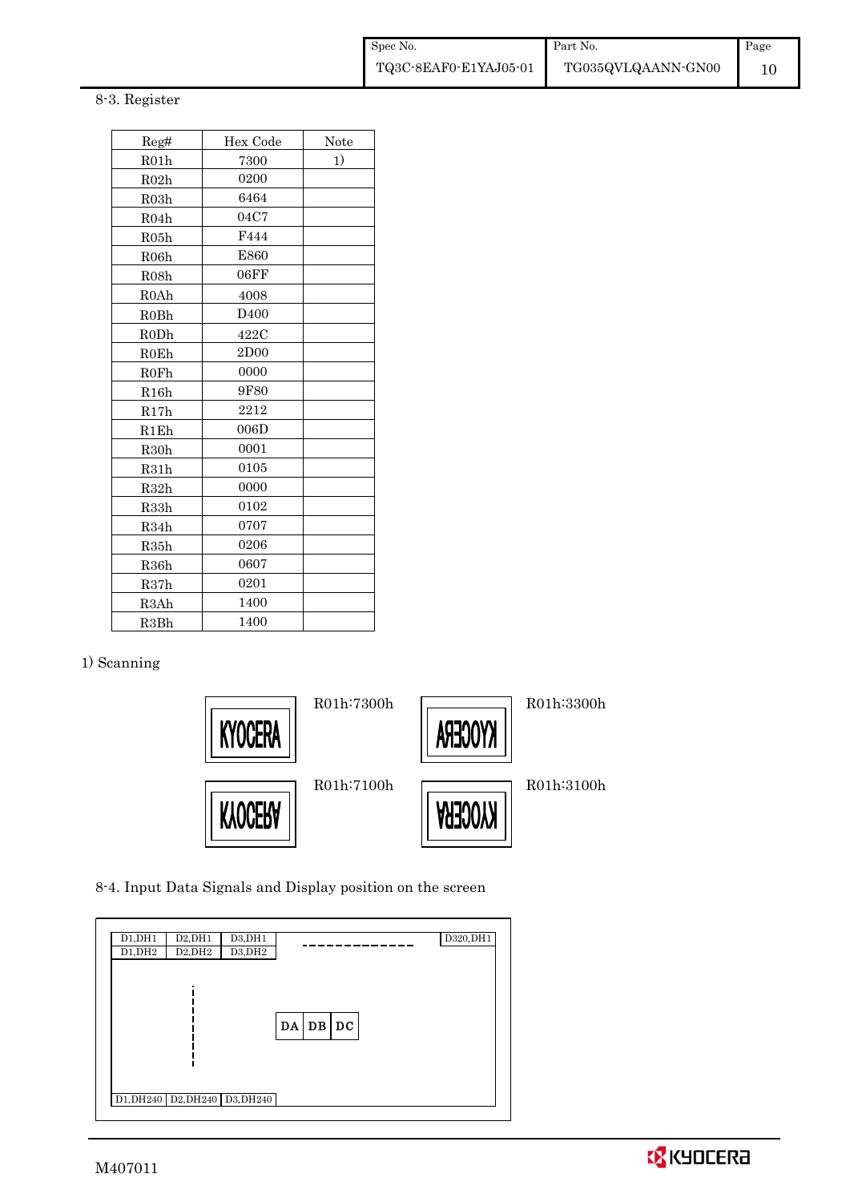8-3. Register

| Reg# | Hex Code | Note |
|---|---|---|
| R01h | 7300 | 1) |
| R02h | 0200 | |
| R03h | 6464 | |
| R04h | 04C7 | |
| R05h | F444 | |
| R06h | E860 | |
| R08h | 06FF | |
| R0Ah | 4008 | |
| R0Bh | D400 | |
| R0Dh | 422C | |
| R0Eh | 2D00 | |
| R0Fh | 0000 | |
| R16h | 9F80 | |
| R17h | 2212 | |
| R1Eh | 006D | |
| R30h | 0001 | |
| R31h | 0105 | |
| R32h | 0000 | |
| R33h | 0102 | |
| R34h | 0707 | |
| R35h | 0206 | |
| R36h | 0607 | |
| R37h | 0201 | |
| R3Ah | 1400 | |
| R3Bh | 1400 | |

1) Scanning

R01h:7300h

R01h:3300h

R01h:7100h

R01h:3100h

8-4. Input Data Signals and Display position on the screen

| D1,DH1 | D2,DH1 | D3,DH1 | ----- | D320,DH1 |
|---|---|---|---|---|
| D1,DH2 | D2,DH2 | D3,DH2 | | |
| D1,DH240 | D2,DH240 | D3,DH240 | | |

DA DB DC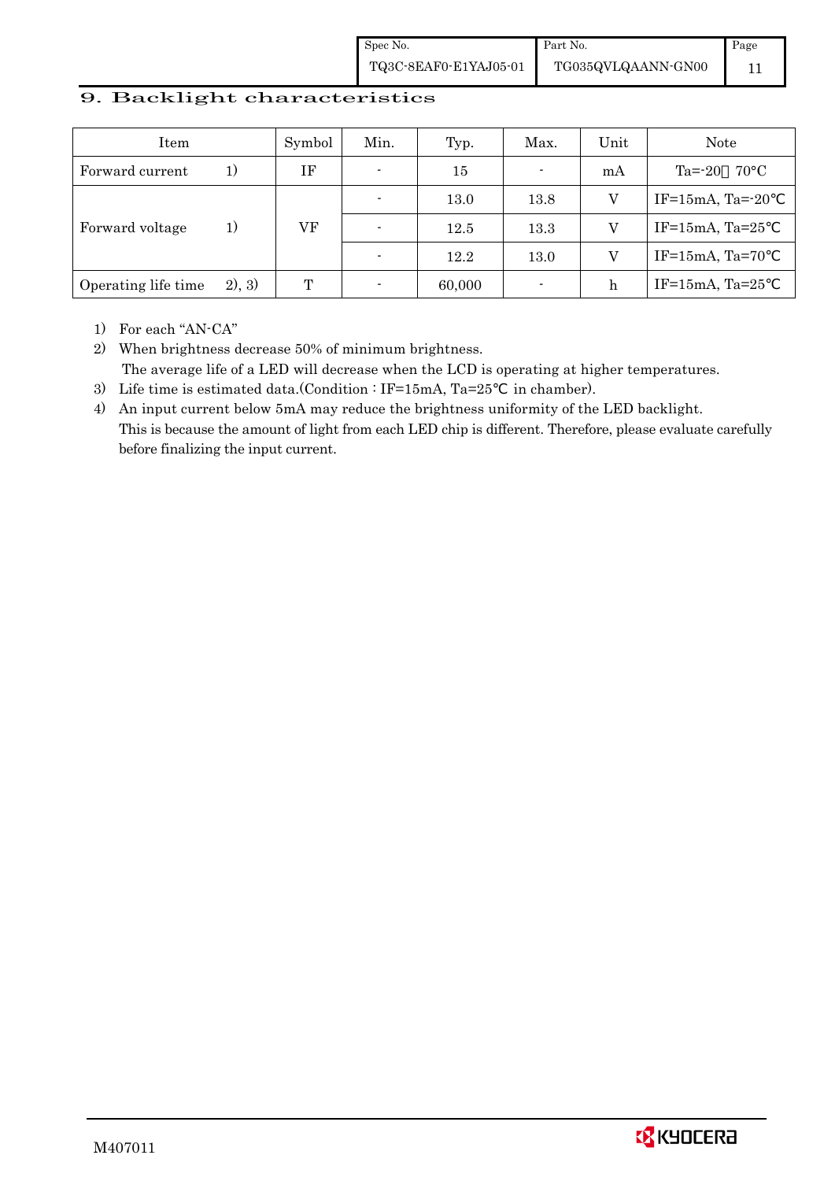## 9. Backlight characteristics

| Item | | Symbol | Min. | Typ. | Max. | Unit | Note |
|---|---|---|---|---|---|---|---|
| Forward current | 1) | IF | - | 15 | - | mA | Ta=-20　70°C |
| Forward voltage | 1) | VF | - | 13.0 | 13.8 | V | IF=15mA, Ta=-20℃ |
| | | | - | 12.5 | 13.3 | V | IF=15mA, Ta=25℃ |
| | | | - | 12.2 | 13.0 | V | IF=15mA, Ta=70℃ |
| Operating life time | 2), 3) | T | - | 60,000 | - | h | IF=15mA, Ta=25℃ |

1) For each "AN-CA"
2) When brightness decrease 50% of minimum brightness.
   The average life of a LED will decrease when the LCD is operating at higher temperatures.
3) Life time is estimated data.(Condition : IF=15mA, Ta=25℃ in chamber).
4) An input current below 5mA may reduce the brightness uniformity of the LED backlight.
   This is because the amount of light from each LED chip is different. Therefore, please evaluate carefully before finalizing the input current.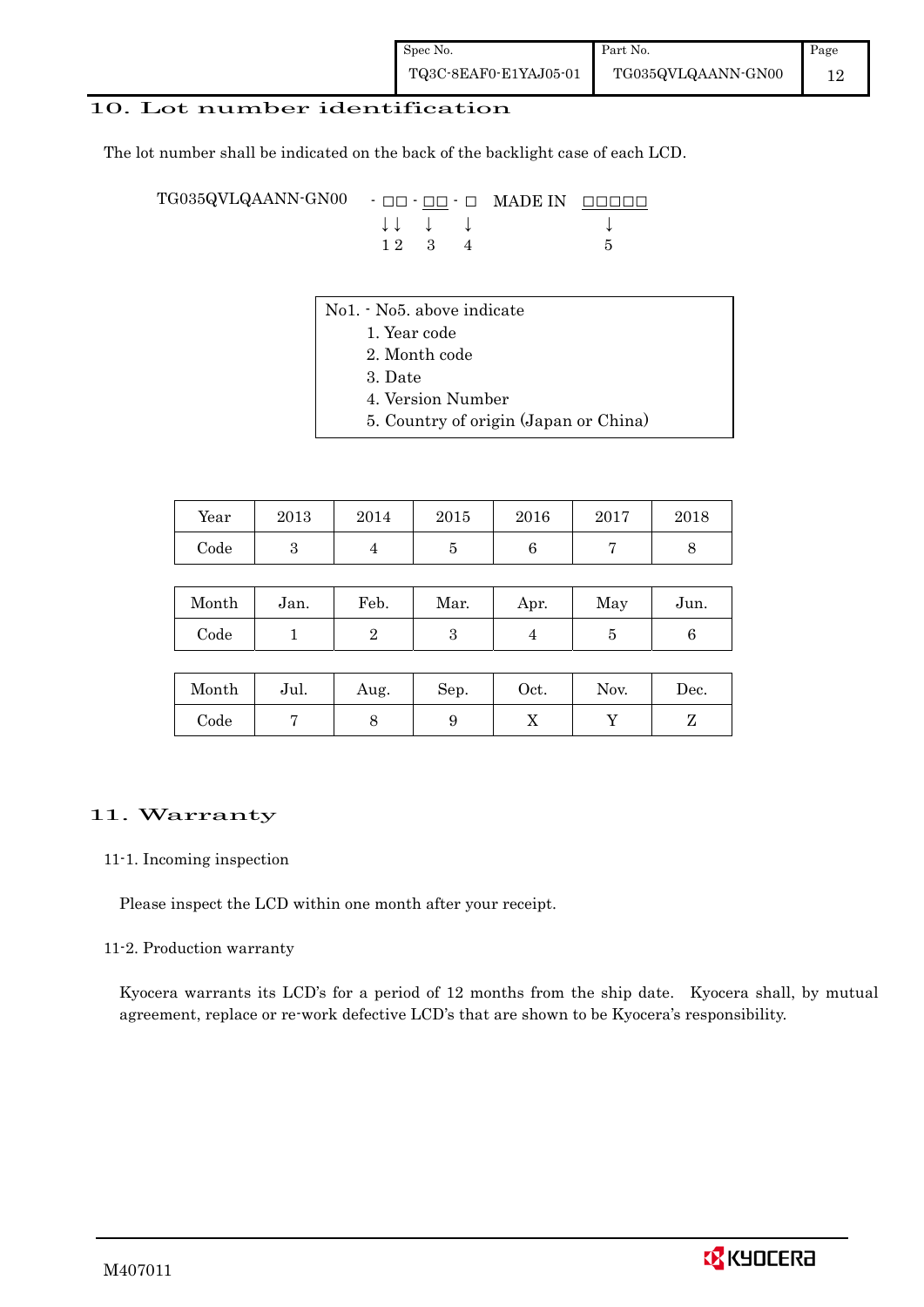## 10. Lot number identification

The lot number shall be indicated on the back of the backlight case of each LCD.

```
TG035QVLQAANN-GN00   - □□ - □□ - □   MADE IN  □□□□□
                       ↓↓    ↓     ↓              ↓
                       1 2   3     4              5
```

No1. - No5. above indicate

1. Year code
2. Month code
3. Date
4. Version Number
5. Country of origin (Japan or China)

| Year | 2013 | 2014 | 2015 | 2016 | 2017 | 2018 |
|---|---|---|---|---|---|---|
| Code | 3 | 4 | 5 | 6 | 7 | 8 |

| Month | Jan. | Feb. | Mar. | Apr. | May | Jun. |
|---|---|---|---|---|---|---|
| Code | 1 | 2 | 3 | 4 | 5 | 6 |

| Month | Jul. | Aug. | Sep. | Oct. | Nov. | Dec. |
|---|---|---|---|---|---|---|
| Code | 7 | 8 | 9 | X | Y | Z |

## 11. Warranty

11-1. Incoming inspection

Please inspect the LCD within one month after your receipt.

11-2. Production warranty

Kyocera warrants its LCD's for a period of 12 months from the ship date. Kyocera shall, by mutual agreement, replace or re-work defective LCD's that are shown to be Kyocera's responsibility.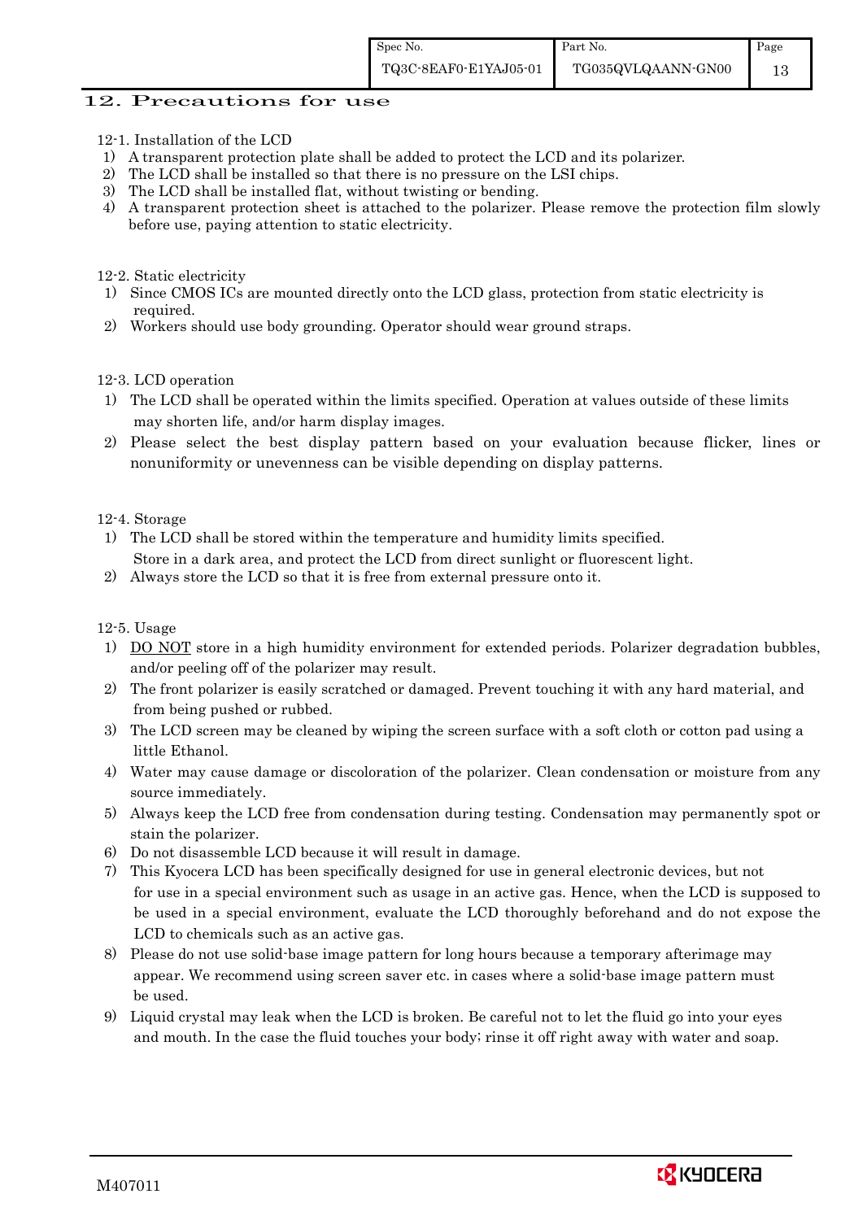## 12. Precautions for use

12-1. Installation of the LCD

1) A transparent protection plate shall be added to protect the LCD and its polarizer.
2) The LCD shall be installed so that there is no pressure on the LSI chips.
3) The LCD shall be installed flat, without twisting or bending.
4) A transparent protection sheet is attached to the polarizer. Please remove the protection film slowly before use, paying attention to static electricity.

12-2. Static electricity

1) Since CMOS ICs are mounted directly onto the LCD glass, protection from static electricity is required.
2) Workers should use body grounding. Operator should wear ground straps.

12-3. LCD operation

1) The LCD shall be operated within the limits specified. Operation at values outside of these limits may shorten life, and/or harm display images.
2) Please select the best display pattern based on your evaluation because flicker, lines or nonuniformity or unevenness can be visible depending on display patterns.

12-4. Storage

1) The LCD shall be stored within the temperature and humidity limits specified. Store in a dark area, and protect the LCD from direct sunlight or fluorescent light.
2) Always store the LCD so that it is free from external pressure onto it.

12-5. Usage

1) DO NOT store in a high humidity environment for extended periods. Polarizer degradation bubbles, and/or peeling off of the polarizer may result.
2) The front polarizer is easily scratched or damaged. Prevent touching it with any hard material, and from being pushed or rubbed.
3) The LCD screen may be cleaned by wiping the screen surface with a soft cloth or cotton pad using a little Ethanol.
4) Water may cause damage or discoloration of the polarizer. Clean condensation or moisture from any source immediately.
5) Always keep the LCD free from condensation during testing. Condensation may permanently spot or stain the polarizer.
6) Do not disassemble LCD because it will result in damage.
7) This Kyocera LCD has been specifically designed for use in general electronic devices, but not for use in a special environment such as usage in an active gas. Hence, when the LCD is supposed to be used in a special environment, evaluate the LCD thoroughly beforehand and do not expose the LCD to chemicals such as an active gas.
8) Please do not use solid-base image pattern for long hours because a temporary afterimage may appear. We recommend using screen saver etc. in cases where a solid-base image pattern must be used.
9) Liquid crystal may leak when the LCD is broken. Be careful not to let the fluid go into your eyes and mouth. In the case the fluid touches your body; rinse it off right away with water and soap.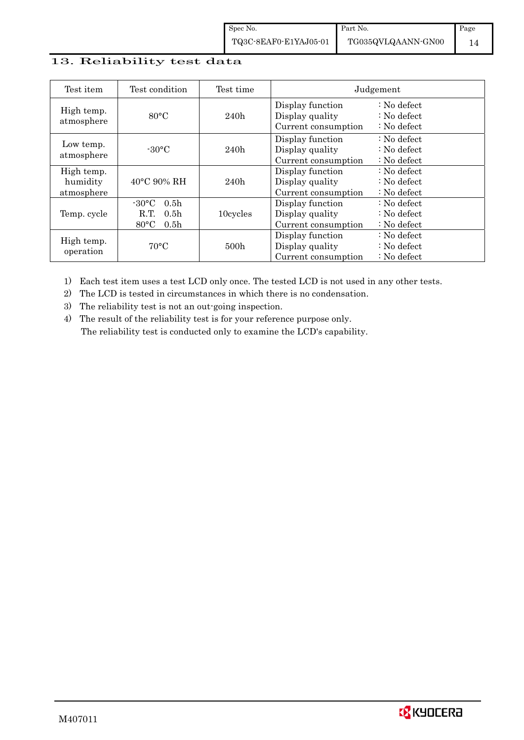## 13. Reliability test data

| Test item | Test condition | Test time | Judgement |
|---|---|---|---|
| High temp. atmosphere | 80°C | 240h | Display function : No defect<br>Display quality : No defect<br>Current consumption : No defect |
| Low temp. atmosphere | -30°C | 240h | Display function : No defect<br>Display quality : No defect<br>Current consumption : No defect |
| High temp. humidity atmosphere | 40°C 90% RH | 240h | Display function : No defect<br>Display quality : No defect<br>Current consumption : No defect |
| Temp. cycle | -30°C 0.5h<br>R.T. 0.5h<br>80°C 0.5h | 10cycles | Display function : No defect<br>Display quality : No defect<br>Current consumption : No defect |
| High temp. operation | 70°C | 500h | Display function : No defect<br>Display quality : No defect<br>Current consumption : No defect |

1) Each test item uses a test LCD only once. The tested LCD is not used in any other tests.
2) The LCD is tested in circumstances in which there is no condensation.
3) The reliability test is not an out-going inspection.
4) The result of the reliability test is for your reference purpose only.
   The reliability test is conducted only to examine the LCD's capability.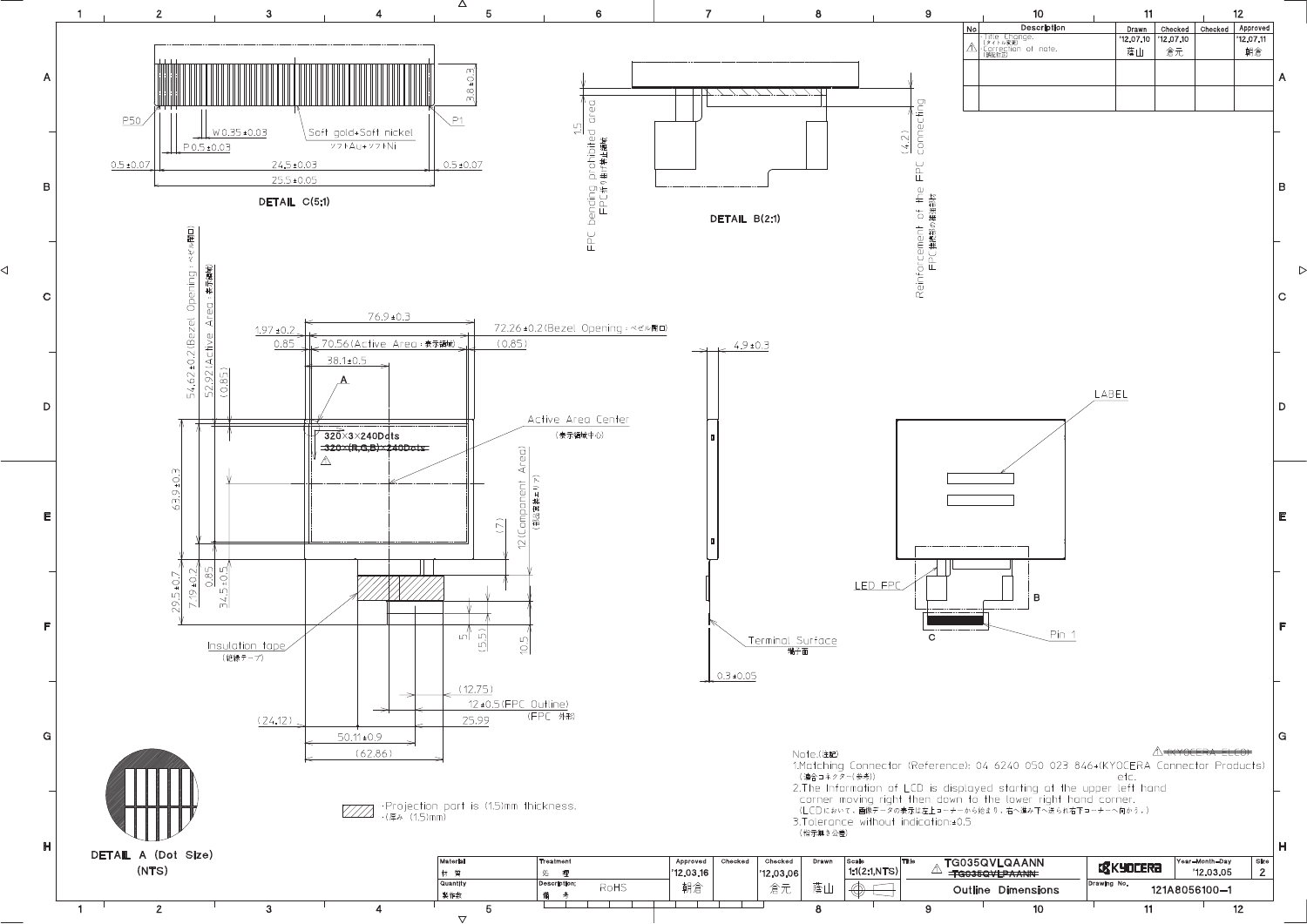| No | Description | Drawn | Checked | Checked | Approved |
|---|---|---|---|---|---|
| ⚠ | Title Change. (タイトル変更) Correction of note. (誤記訂正) | '12.07.10 藤山 | '12.07.10 倉元 | | '12.07.11 朝倉 |
| | | | | | |

**DETAIL C(5:1)**

P50, P1, W0.35±0.03, P0.5±0.03, Soft gold+Soft nickel (ソフトAu+ソフトNi), 3.8±0.3, 0.5±0.07, 24.5±0.03, 0.5±0.07, 25.5±0.05

**DETAIL B(2:1)**

1.5 FPC bending prohibited area (FPC折り曲げ禁止領域)

(4.2) Reinforcement of the FPC connecting (FPC接続部の補強部材)

**Front view**

76.9±0.3

1.97±0.2

0.85

70.56(Active Area:表示領域)

(0.85)

72.26±0.2(Bezel Opening:ベゼル開口)

38.1±0.5

A

54.62±0.2(Bezel Opening:ベゼル開口)

52.92(Active Area:表示領域)

(0.85)

320×3×240Dots

~~320×(R,G,B)×240Dots~~ ⚠

Active Area Center (表示領域中心)

63.9±0.3

(7)

12(Component Area) (部品実装エリア)

29.5±0.7

7.9±0.2

0.85

34.5±0.5

5

(5.5)

10.5

Insulation tape (絶縁テープ)

(12.75)

12±0.5(FPC Outline) (FPC 外形)

(24.12)

25.99

50.11±0.9

(62.86)

**Side view**

4.9±0.3

Terminal Surface (端子面)

0.3±0.05

**Rear view**

LABEL

LED FPC

B

C

Pin 1

**DETAIL A (Dot Size) (NTS)**

▨ :Projection part is (1.5)mm thickness. :(厚み(1.5)mm)

Note.(注記)

1.Matching Connector (Reference): 04 6240 050 023 846+(KYOCERA Connector Products) etc. ⚠ ~~KYOCERA ELCO~~
(適合コネクター(参考))

2.The Information of LCD is displayed starting at the upper left hand corner moving right then down to the lower right hand corner.
(LCDにおいて、画像データの表示は左上コーナーから始まり、右へ進み下へ送られ右下コーナーへ向かう。)

3.Tolerance without indication:±0.5
(指示無き公差)

| Material 材質 | Treatment 処理 | Approved | Checked | Checked | Drawn | Scale | Title | | Year-Month-Day | Size |
|---|---|---|---|---|---|---|---|---|---|---|
| | | '12.03.16 | | '12.03.06 | | 1:1(2:1,NTS) | ⚠ TG035QVLQAANN ~~TG035QVLPAANN~~ | KYOCERA | '12.03.05 | 2 |
| Quantity 製作数 | Description; 備考 RoHS | 朝倉 | | 倉元 | 藤山 | | Outline Dimensions | Drawing No. | 121A8056100-1 | |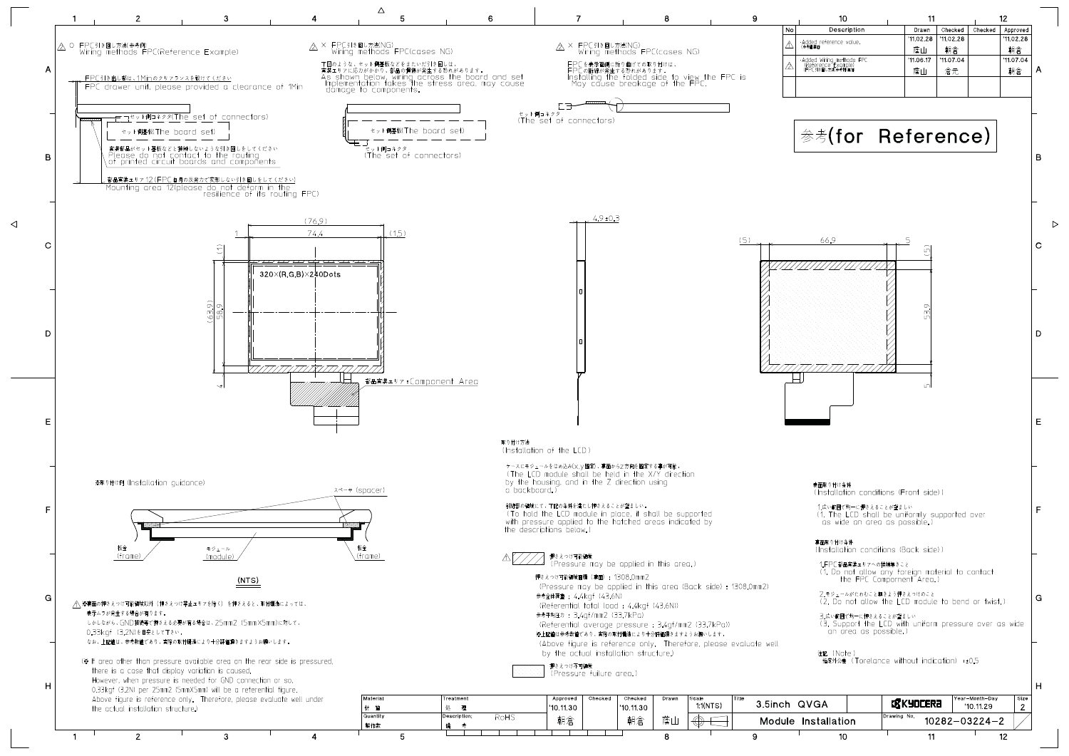| No | Description | Drawn | Checked | Checked | Approved |
|---|---|---|---|---|---|
| ⚠ | ·Added reference value. (参考値追加) | '11.02.28 篠山 | '11.02.28 朝倉 | | '11.02.28 朝倉 |
| ⚠ | ·Added Wiring methods FPC (Reference Example) (FPC引き回し方法参考例追加) | '11.06.17 篠山 | '11.07.04 岩元 | | '11.07.04 朝倉 |

参考(for Reference)

⚠ ○ FPC引き回し方法参考例
Wiring methods FPC(Reference Example)

FPC引き出し部は、1Minのクリアランスを設けてください
FPC drawer unit, please provide a clearance of 1Min

セット側コネクタ(The set of connectors)

セット側基板(The board set)

実装部品がセット基板などと接触しないような引き回しをしてください
Please do not contact to the routing of printed circuit boards and components

部品実装エリア12(FPC自身の反発力で変形しない引き回しをしてください)
Mounting area 12(please do not deform in the resilience of its routing FPC)

⚠ × FPC引き回し方法(NG)
Wiring methods FPC(cases NG)

下図のような、セット側基板などをまたいだ引き回しは、実装エリアに応力がかかり、部品の損傷が発生する恐れがあります。
As shown below, wiring across the board and set Implementation takes the stress area, may cause damage to components.

セット側基板(The board set)

セット側コネクタ
(The set of connectors)

⚠ × FPC引き回し方法(NG)
Wiring methods FPC(cases NG)

FPCを表示面側に折り曲げての取り付けは、FPCの断線が発生する恐れがあります。
Installing the folded side to view the FPC is May cause breakage of the FPC.

セット側コネクタ
(The set of connectors)

(76.9)
74.4
1
(1.5)
(1)
(63.9)
56.9
4
320×(R,G,B)×240Dots

部品実装エリア:Component Area

4.9±0.3

(5)
66.9
5
(5)
53.9
5

取り付け方法
(Installation of the LCD)

ケースにモジュールをはめ込み(X,Y固定)、裏面からZ方向を固定する事が可能。
(The LCD module shall be held in the X/Y direction by the housing, and in the Z direction using a backboard.)

取付部の補強にて、下記の条件を満たし押さえることが望ましい。
(To hold the LCD module in place, it shall be supported with pressure applied to the hatched areas indicated by the descriptions below.)

⚠ 押さえつけ可能領域
(Pressure may be applied in this area.)

押さえつけ可能領域面積(裏面) : 1308.0mm2
(Pressure may be applied in this area (Back side) : 1308.0mm2)
参考全体荷重 : 4.4kgf (43.6N)
(Referential total load : 4.4kgf (43.6N))
参考平均圧力 : 3.4gf/mm2 (33.7kPa)
(Referential average pressure : 3.4gf/mm2 (33.7kPa))
※上記値は参考数値であり、実際の取付構造により十分評価頂きますようお願いします。
(Above figure is reference only. Therefore, please evaluate well by the actual installation structure.)

押さえつけ不可領域
(Pressure failure area.)

表面取り付け条件
(Installation conditions (Front side))

1.広い範囲で均一に押さえることが望ましい
(1. The LCD shall be uniformly supported over as wide an area as possible.)

裏面取り付け条件
(Installation conditions (Back side))

1.FPC部品実装エリアへの接触無きこと
(1. Do not allow any foreign material to contact the FPC Component Area.)

2.モジュールがたわむこと無きよう押さえつけのこと
(2. Do not allow the LCD module to bend or twist.)

3.広い範囲で均一に押さえることが望ましい
(3. Support the LCD with uniform pressure over as wide an area as possible.)

注記 (Note)
指定外公差 (Torelance without indication) :±0.5

参考取り付け例 (Installation guidance)

スペーサ (spacer)
板金 (frame)
モジュール (module)
板金 (frame)

(NTS)

⚠ ※裏面の押さえつけ可能領域以外(押さえつけ禁止エリアを除く)を押さえると、取付構造によっては、表示ムラが発生する場合があります。
しかしながら、GND接続等で押さえる必要が有る場合は、25mm2 (5mmX5mm)に対して、0.33kgf (3.2N)を目安として下さい。
なお、上記値は、参考数値であり、実際の取付構造により十分評価頂きますようお願いします。

(※ If area other than pressure available area on the rear side is pressured, there is a case that display variation is caused.
However, when pressure is needed for GND connection or so, 0.33kgf (3.2N) per 25mm2 (5mmX5mm) will be a referential figure.
Above figure is reference only. Therefore, please evaluate well under the actual installation structure.)

| Material 材質 | Treatment 処理 | Approved '10.11.30 朝倉 | Checked | Checked '10.11.30 朝倉 | Drawn 篠山 | Scale 1:1(NTS) | Title 3.5inch QVGA Module Installation | KYOCERA | Year-Month-Day '10.11.29 | Size 2 |
|---|---|---|---|---|---|---|---|---|---|---|
| Quantity 製作数 | Description; 備考 RoHS | | | | | | | Drawing No. 10282-03224-2 | | |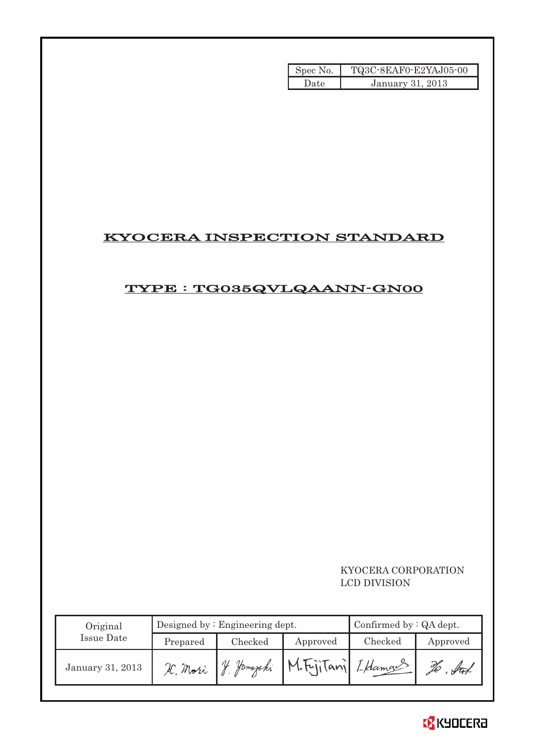| Spec No. | TQ3C-8EAF0-E2YAJ05-00 |
|---|---|
| Date | January 31, 2013 |

# KYOCERA INSPECTION STANDARD

## TYPE : TG035QVLQAANN-GN00

KYOCERA CORPORATION
LCD DIVISION

| Original Issue Date | Designed by : Engineering dept. | | | Confirmed by : QA dept. | |
|---|---|---|---|---|---|
| | Prepared | Checked | Approved | Checked | Approved |
| January 31, 2013 | H. Mori | Y. Yamazaki | M. FujiTani | I. Hamao | |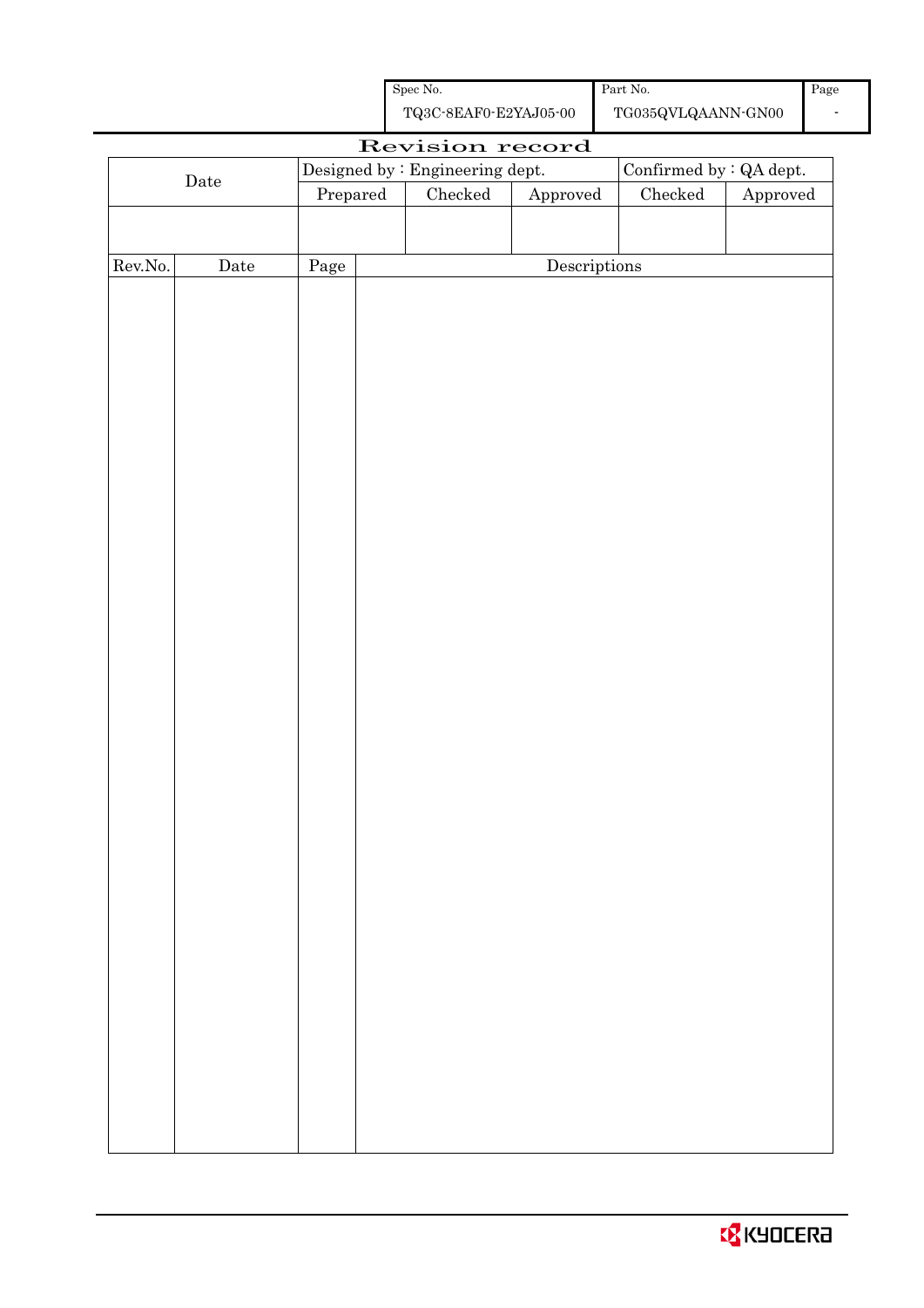| Spec No. | Part No. | Page |
|---|---|---|
| TQ3C-8EAF0-E2YAJ05-00 | TG035QVLQAANN-GN00 | - |

# Revision record

| Date | Designed by : Engineering dept. | | | Confirmed by : QA dept. | |
|---|---|---|---|---|---|
| | Prepared | Checked | Approved | Checked | Approved |
| | | | | | |

| Rev.No. | Date | Page | Descriptions |
|---|---|---|---|
| | | | |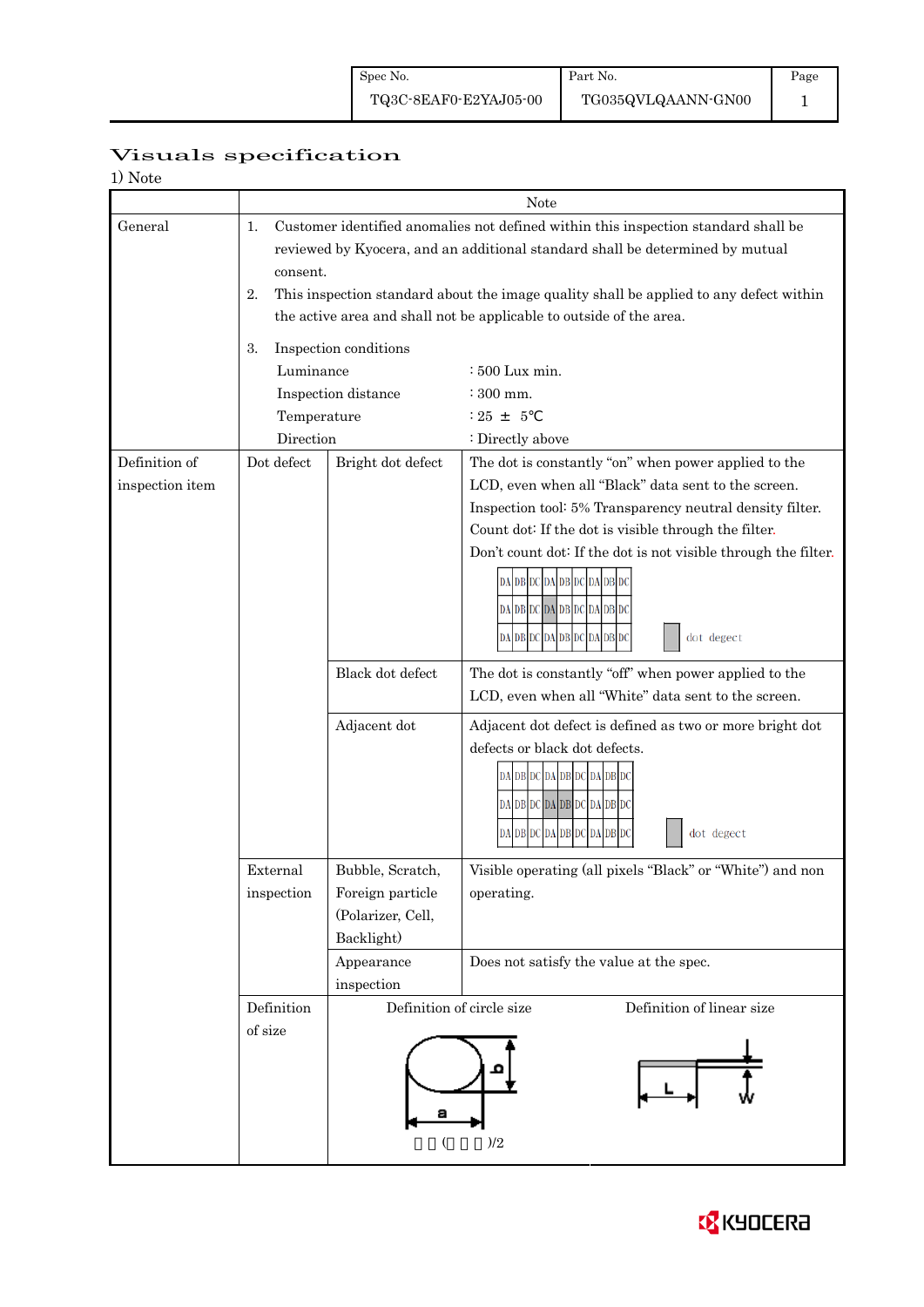| Spec No. | Part No. | Page |
|---|---|---|
| TQ3C-8EAF0-E2YAJ05-00 | TG035QVLQAANN-GN00 | 1 |

# Visuals specification

1) Note

| | | | Note |
|---|---|---|---|
| General | 1. Customer identified anomalies not defined within this inspection standard shall be reviewed by Kyocera, and an additional standard shall be determined by mutual consent.<br>2. This inspection standard about the image quality shall be applied to any defect within the active area and shall not be applicable to outside of the area.<br>3. Inspection conditions<br>Luminance : 500 Lux min.<br>Inspection distance : 300 mm.<br>Temperature : 25 ± 5℃<br>Direction : Directly above | | |
| Definition of inspection item | Dot defect | Bright dot defect | The dot is constantly "on" when power applied to the LCD, even when all "Black" data sent to the screen.<br>Inspection tool: 5% Transparency neutral density filter.<br>Count dot: If the dot is visible through the filter.<br>Don't count dot: If the dot is not visible through the filter.<br>DA DB DC DA DB DC DA DB DC / DA DB DC DA DB DC DA DB DC / DA DB DC DA DB DC DA DB DC — dot degect |
| | | Black dot defect | The dot is constantly "off" when power applied to the LCD, even when all "White" data sent to the screen. |
| | | Adjacent dot | Adjacent dot defect is defined as two or more bright dot defects or black dot defects.<br>DA DB DC DA DB DC DA DB DC / DA DB DC DA DB DC DA DB DC / DA DB DC DA DB DC DA DB DC — dot degect |
| | External inspection | Bubble, Scratch, Foreign particle (Polarizer, Cell, Backlight) | Visible operating (all pixels "Black" or "White") and non operating. |
| | | Appearance inspection | Does not satisfy the value at the spec. |
| | Definition of size | Definition of circle size<br>a, b<br>(  )/2 | Definition of linear size<br>L, W |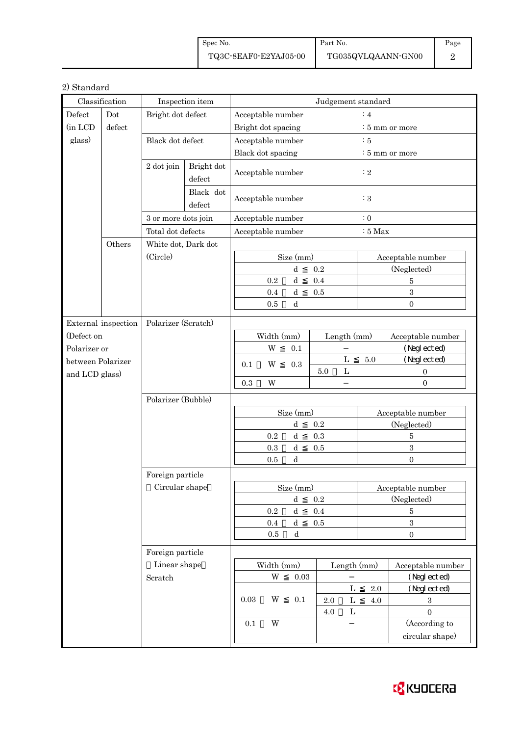2) Standard

| Classification | | Inspection item | | Judgement standard |
|---|---|---|---|---|
| Defect (in LCD glass) | Dot defect | Bright dot defect | | Acceptable number : 4<br>Bright dot spacing : 5 mm or more |
| | | Black dot defect | | Acceptable number : 5<br>Black dot spacing : 5 mm or more |
| | | 2 dot join | Bright dot defect | Acceptable number : 2 |
| | | | Black dot defect | Acceptable number : 3 |
| | | 3 or more dots join | | Acceptable number : 0 |
| | | Total dot defects | | Acceptable number : 5 Max |
| | Others | White dot, Dark dot (Circle) | | Size (mm) / Acceptable number:<br>d ≦ 0.2 : (Neglected)<br>0.2 ＜ d ≦ 0.4 : 5<br>0.4 ＜ d ≦ 0.5 : 3<br>0.5 ＜ d : 0 |
| External inspection (Defect on Polarizer or between Polarizer and LCD glass) | | Polarizer (Scratch) | | Width (mm) / Length (mm) / Acceptable number:<br>W ≦ 0.1 / − : (Neglected)<br>0.1 ＜ W ≦ 0.3 / L ≦ 5.0 : (Neglected)<br>0.1 ＜ W ≦ 0.3 / 5.0 ＜ L : 0<br>0.3 ＜ W / − : 0 |
| | | Polarizer (Bubble) | | Size (mm) / Acceptable number:<br>d ≦ 0.2 : (Neglected)<br>0.2 ＜ d ≦ 0.3 : 5<br>0.3 ＜ d ≦ 0.5 : 3<br>0.5 ＜ d : 0 |
| | | Foreign particle （Circular shape） | | Size (mm) / Acceptable number:<br>d ≦ 0.2 : (Neglected)<br>0.2 ＜ d ≦ 0.4 : 5<br>0.4 ＜ d ≦ 0.5 : 3<br>0.5 ＜ d : 0 |
| | | Foreign particle （Linear shape） Scratch | | Width (mm) / Length (mm) / Acceptable number:<br>W ≦ 0.03 / − : (Neglected)<br>0.03 ＜ W ≦ 0.1 / L ≦ 2.0 : (Neglected)<br>0.03 ＜ W ≦ 0.1 / 2.0 ＜ L ≦ 4.0 : 3<br>0.03 ＜ W ≦ 0.1 / 4.0 ＜ L : 0<br>0.1 ＜ W / − : (According to circular shape) |